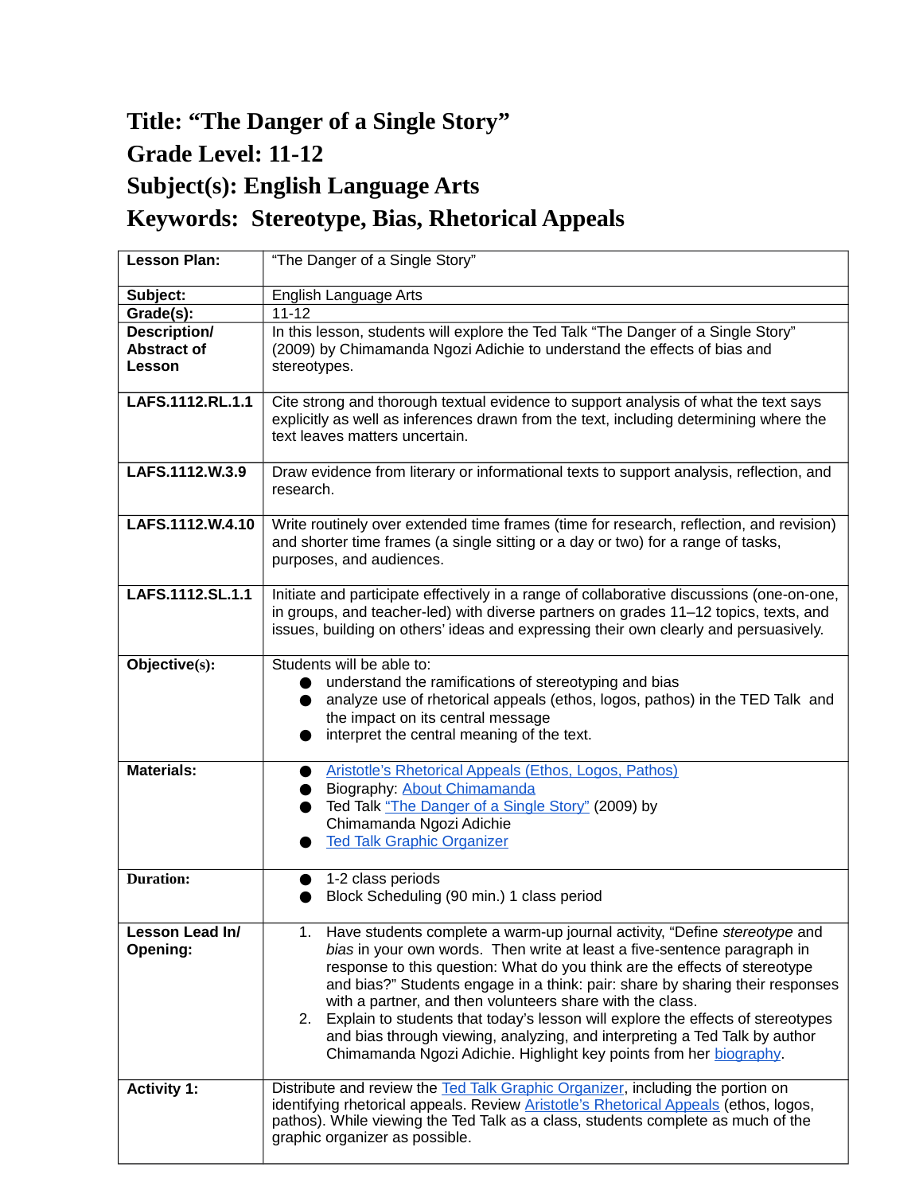# Title: "The Danger of a Single Story"

# Grade Level: 11-12

# Subject(s): English Language Arts

# Keywords: Stereotype, Bias, Rhetorical Appeals

| **Lesson Plan:** | "The Danger of a Single Story" |
|---|---|
| **Subject:** | English Language Arts |
| **Grade(s):** | 11-12 |
| **Description/ Abstract of Lesson** | In this lesson, students will explore the Ted Talk "The Danger of a Single Story" (2009) by Chimamanda Ngozi Adichie to understand the effects of bias and stereotypes. |
| **LAFS.1112.RL.1.1** | Cite strong and thorough textual evidence to support analysis of what the text says explicitly as well as inferences drawn from the text, including determining where the text leaves matters uncertain. |
| **LAFS.1112.W.3.9** | Draw evidence from literary or informational texts to support analysis, reflection, and research. |
| **LAFS.1112.W.4.10** | Write routinely over extended time frames (time for research, reflection, and revision) and shorter time frames (a single sitting or a day or two) for a range of tasks, purposes, and audiences. |
| **LAFS.1112.SL.1.1** | Initiate and participate effectively in a range of collaborative discussions (one-on-one, in groups, and teacher-led) with diverse partners on grades 11–12 topics, texts, and issues, building on others' ideas and expressing their own clearly and persuasively. |
| **Objective(s):** | Students will be able to:<br>● understand the ramifications of stereotyping and bias<br>● analyze use of rhetorical appeals (ethos, logos, pathos) in the TED Talk and the impact on its central message<br>● interpret the central meaning of the text. |
| **Materials:** | ● Aristotle's Rhetorical Appeals (Ethos, Logos, Pathos)<br>● Biography: About Chimamanda<br>● Ted Talk "The Danger of a Single Story" (2009) by Chimamanda Ngozi Adichie<br>● Ted Talk Graphic Organizer |
| **Duration:** | ● 1-2 class periods<br>● Block Scheduling (90 min.) 1 class period |
| **Lesson Lead In/ Opening:** | 1. Have students complete a warm-up journal activity, "Define *stereotype* and *bias* in your own words. Then write at least a five-sentence paragraph in response to this question: What do you think are the effects of stereotype and bias?" Students engage in a think: pair: share by sharing their responses with a partner, and then volunteers share with the class.<br>2. Explain to students that today's lesson will explore the effects of stereotypes and bias through viewing, analyzing, and interpreting a Ted Talk by author Chimamanda Ngozi Adichie. Highlight key points from her biography. |
| **Activity 1:** | Distribute and review the Ted Talk Graphic Organizer, including the portion on identifying rhetorical appeals. Review Aristotle's Rhetorical Appeals (ethos, logos, pathos). While viewing the Ted Talk as a class, students complete as much of the graphic organizer as possible. |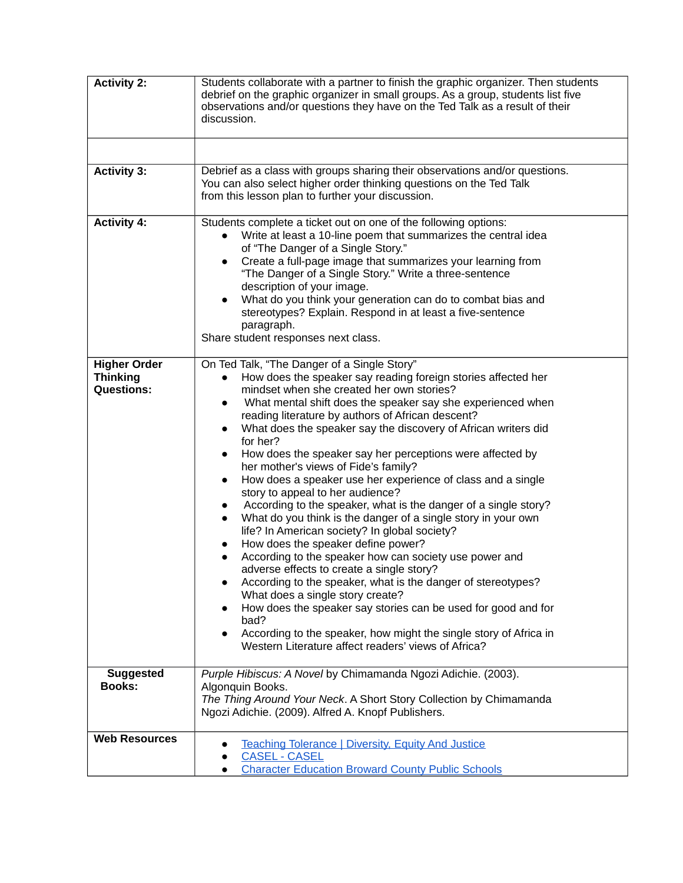| | |
|---|---|
| **Activity 2:** | Students collaborate with a partner to finish the graphic organizer. Then students debrief on the graphic organizer in small groups. As a group, students list five observations and/or questions they have on the Ted Talk as a result of their discussion. |
| | |
| **Activity 3:** | Debrief as a class with groups sharing their observations and/or questions. You can also select higher order thinking questions on the Ted Talk from this lesson plan to further your discussion. |
| **Activity 4:** | Students complete a ticket out on one of the following options:<br>• Write at least a 10-line poem that summarizes the central idea of “The Danger of a Single Story.”<br>• Create a full-page image that summarizes your learning from “The Danger of a Single Story.” Write a three-sentence description of your image.<br>• What do you think your generation can do to combat bias and stereotypes? Explain. Respond in at least a five-sentence paragraph.<br>Share student responses next class. |
| **Higher Order Thinking Questions:** | On Ted Talk, “The Danger of a Single Story”<br>• How does the speaker say reading foreign stories affected her mindset when she created her own stories?<br>• What mental shift does the speaker say she experienced when reading literature by authors of African descent?<br>• What does the speaker say the discovery of African writers did for her?<br>• How does the speaker say her perceptions were affected by her mother's views of Fide’s family?<br>• How does a speaker use her experience of class and a single story to appeal to her audience?<br>• According to the speaker, what is the danger of a single story?<br>• What do you think is the danger of a single story in your own life? In American society? In global society?<br>• How does the speaker define power?<br>• According to the speaker how can society use power and adverse effects to create a single story?<br>• According to the speaker, what is the danger of stereotypes? What does a single story create?<br>• How does the speaker say stories can be used for good and for bad?<br>• According to the speaker, how might the single story of Africa in Western Literature affect readers’ views of Africa? |
| **Suggested Books:** | *Purple Hibiscus: A Novel* by Chimamanda Ngozi Adichie. (2003). Algonquin Books.<br>*The Thing Around Your Neck*. A Short Story Collection by Chimamanda Ngozi Adichie. (2009). Alfred A. Knopf Publishers. |
| **Web Resources** | • Teaching Tolerance \| Diversity, Equity And Justice<br>• CASEL - CASEL<br>• Character Education Broward County Public Schools |